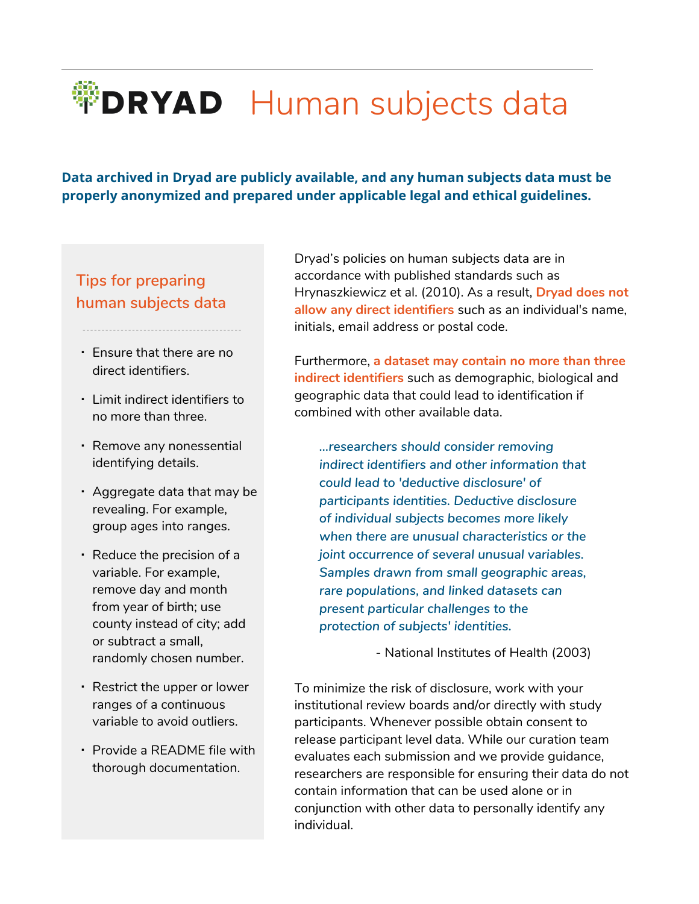# DRYAD Human subjects data

**Data archived in Dryad are publicly available, and any human subjects data must be properly anonymized and prepared under applicable legal and ethical guidelines.**

## Tips for preparing human subjects data

- Ensure that there are no direct identifiers.
- Limit indirect identifiers to no more than three.
- Remove any nonessential identifying details.
- Aggregate data that may be revealing. For example, group ages into ranges.
- Reduce the precision of a variable. For example, remove day and month from year of birth; use county instead of city; add or subtract a small, randomly chosen number.
- Restrict the upper or lower ranges of a continuous variable to avoid outliers.
- Provide a README file with thorough documentation.

Dryad's policies on human subjects data are in accordance with published standards such as Hrynaszkiewicz et al. (2010). As a result, **Dryad does not allow any direct identifiers** such as an individual's name, initials, email address or postal code.

Furthermore, **a dataset may contain no more than three indirect identifiers** such as demographic, biological and geographic data that could lead to identification if combined with other available data.

> *...researchers should consider removing indirect identifiers and other information that could lead to 'deductive disclosure' of participants identities. Deductive disclosure of individual subjects becomes more likely when there are unusual characteristics or the joint occurrence of several unusual variables. Samples drawn from small geographic areas, rare populations, and linked datasets can present particular challenges to the protection of subjects' identities.*
>
> \- National Institutes of Health (2003)

To minimize the risk of disclosure, work with your institutional review boards and/or directly with study participants. Whenever possible obtain consent to release participant level data. While our curation team evaluates each submission and we provide guidance, researchers are responsible for ensuring their data do not contain information that can be used alone or in conjunction with other data to personally identify any individual.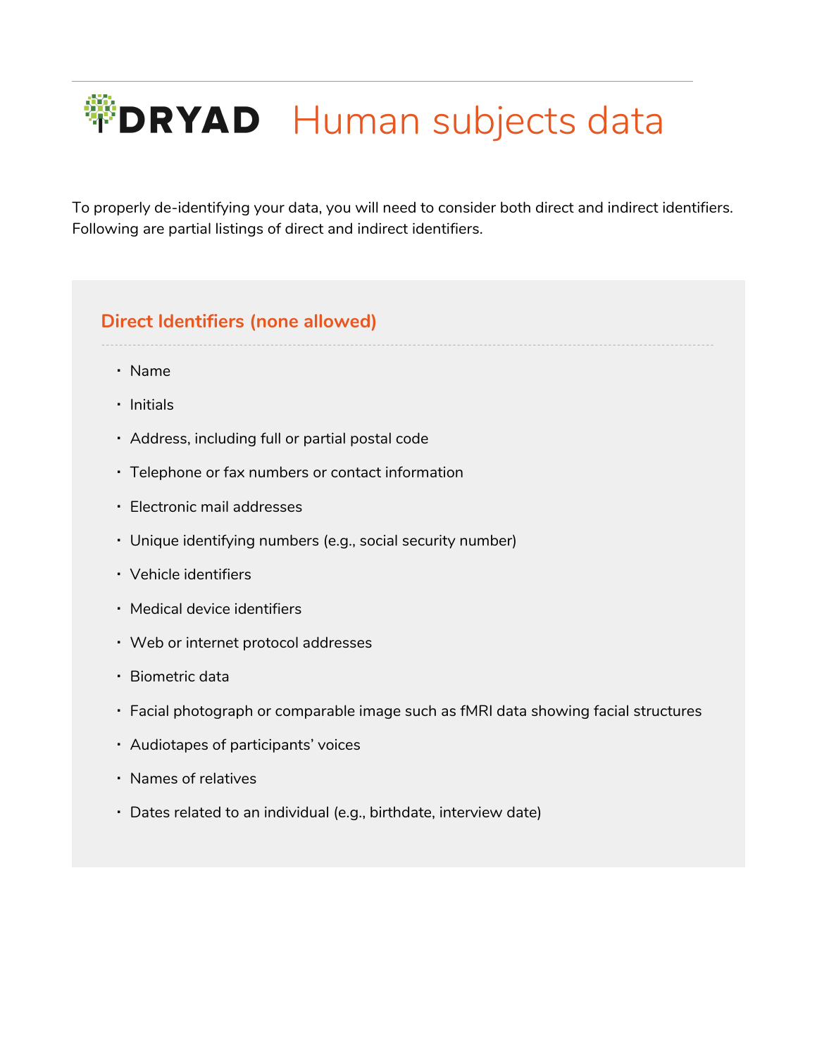# DRYAD Human subjects data

To properly de-identifying your data, you will need to consider both direct and indirect identifiers. Following are partial listings of direct and indirect identifiers.

## Direct Identifiers (none allowed)

- Name
- Initials
- Address, including full or partial postal code
- Telephone or fax numbers or contact information
- Electronic mail addresses
- Unique identifying numbers (e.g., social security number)
- Vehicle identifiers
- Medical device identifiers
- Web or internet protocol addresses
- Biometric data
- Facial photograph or comparable image such as fMRI data showing facial structures
- Audiotapes of participants' voices
- Names of relatives
- Dates related to an individual (e.g., birthdate, interview date)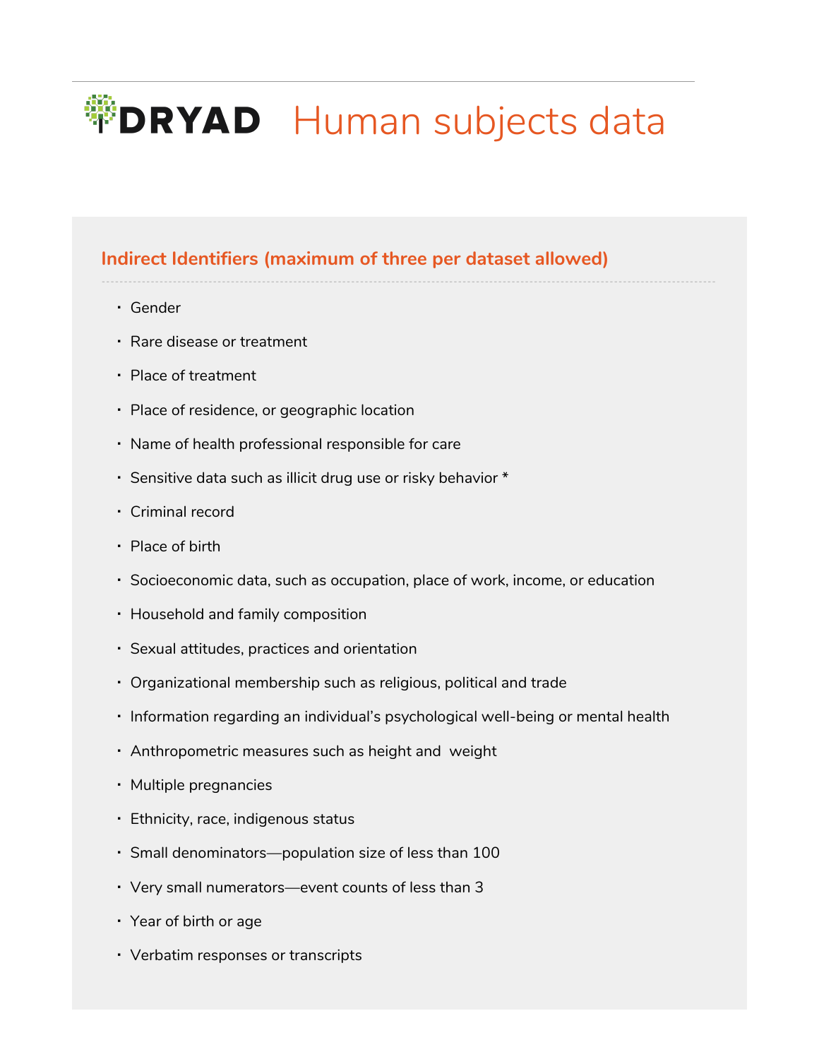# DRYAD Human subjects data

## Indirect Identifiers (maximum of three per dataset allowed)

- Gender
- Rare disease or treatment
- Place of treatment
- Place of residence, or geographic location
- Name of health professional responsible for care
- Sensitive data such as illicit drug use or risky behavior *
- Criminal record
- Place of birth
- Socioeconomic data, such as occupation, place of work, income, or education
- Household and family composition
- Sexual attitudes, practices and orientation
- Organizational membership such as religious, political and trade
- Information regarding an individual's psychological well-being or mental health
- Anthropometric measures such as height and weight
- Multiple pregnancies
- Ethnicity, race, indigenous status
- Small denominators—population size of less than 100
- Very small numerators—event counts of less than 3
- Year of birth or age
- Verbatim responses or transcripts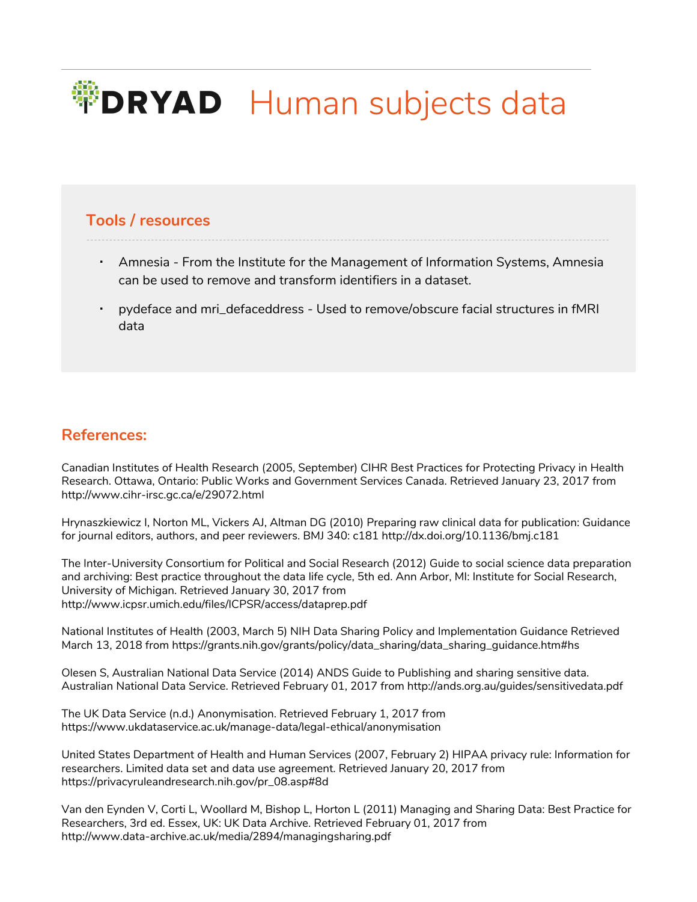# DRYAD Human subjects data

## Tools / resources

- Amnesia - From the Institute for the Management of Information Systems, Amnesia can be used to remove and transform identifiers in a dataset.
- pydeface and mri_defaceddress - Used to remove/obscure facial structures in fMRI data

## References:

Canadian Institutes of Health Research (2005, September) CIHR Best Practices for Protecting Privacy in Health Research. Ottawa, Ontario: Public Works and Government Services Canada. Retrieved January 23, 2017 from http://www.cihr-irsc.gc.ca/e/29072.html

Hrynaszkiewicz I, Norton ML, Vickers AJ, Altman DG (2010) Preparing raw clinical data for publication: Guidance for journal editors, authors, and peer reviewers. BMJ 340: c181 http://dx.doi.org/10.1136/bmj.c181

The Inter-University Consortium for Political and Social Research (2012) Guide to social science data preparation and archiving: Best practice throughout the data life cycle, 5th ed. Ann Arbor, MI: Institute for Social Research, University of Michigan. Retrieved January 30, 2017 from http://www.icpsr.umich.edu/files/ICPSR/access/dataprep.pdf

National Institutes of Health (2003, March 5) NIH Data Sharing Policy and Implementation Guidance Retrieved March 13, 2018 from https://grants.nih.gov/grants/policy/data_sharing/data_sharing_guidance.htm#hs

Olesen S, Australian National Data Service (2014) ANDS Guide to Publishing and sharing sensitive data. Australian National Data Service. Retrieved February 01, 2017 from http://ands.org.au/guides/sensitivedata.pdf

The UK Data Service (n.d.) Anonymisation. Retrieved February 1, 2017 from https://www.ukdataservice.ac.uk/manage-data/legal-ethical/anonymisation

United States Department of Health and Human Services (2007, February 2) HIPAA privacy rule: Information for researchers. Limited data set and data use agreement. Retrieved January 20, 2017 from https://privacyruleandresearch.nih.gov/pr_08.asp#8d

Van den Eynden V, Corti L, Woollard M, Bishop L, Horton L (2011) Managing and Sharing Data: Best Practice for Researchers, 3rd ed. Essex, UK: UK Data Archive. Retrieved February 01, 2017 from http://www.data-archive.ac.uk/media/2894/managingsharing.pdf